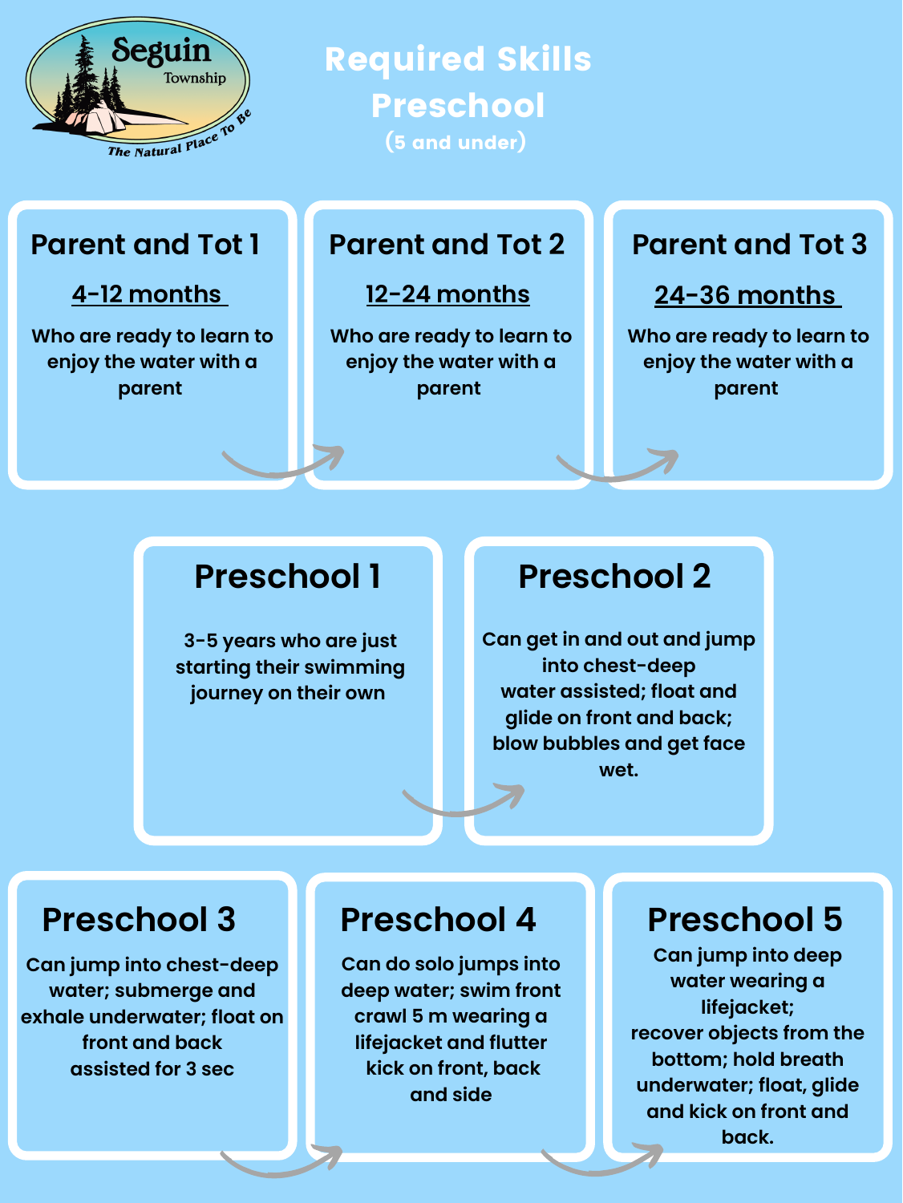Seguin Township

The Natural Place To Be

# Required Skills Preschool

(5 and under)

## Parent and Tot 1

**4-12 months**

Who are ready to learn to enjoy the water with a parent

## Parent and Tot 2

**12-24 months**

Who are ready to learn to enjoy the water with a parent

## Parent and Tot 3

**24-36 months**

Who are ready to learn to enjoy the water with a parent

## Preschool 1

3-5 years who are just starting their swimming journey on their own

## Preschool 2

Can get in and out and jump into chest-deep water assisted; float and glide on front and back; blow bubbles and get face wet.

## Preschool 3

Can jump into chest-deep water; submerge and exhale underwater; float on front and back assisted for 3 sec

## Preschool 4

Can do solo jumps into deep water; swim front crawl 5 m wearing a lifejacket and flutter kick on front, back and side

## Preschool 5

Can jump into deep water wearing a lifejacket; recover objects from the bottom; hold breath underwater; float, glide and kick on front and back.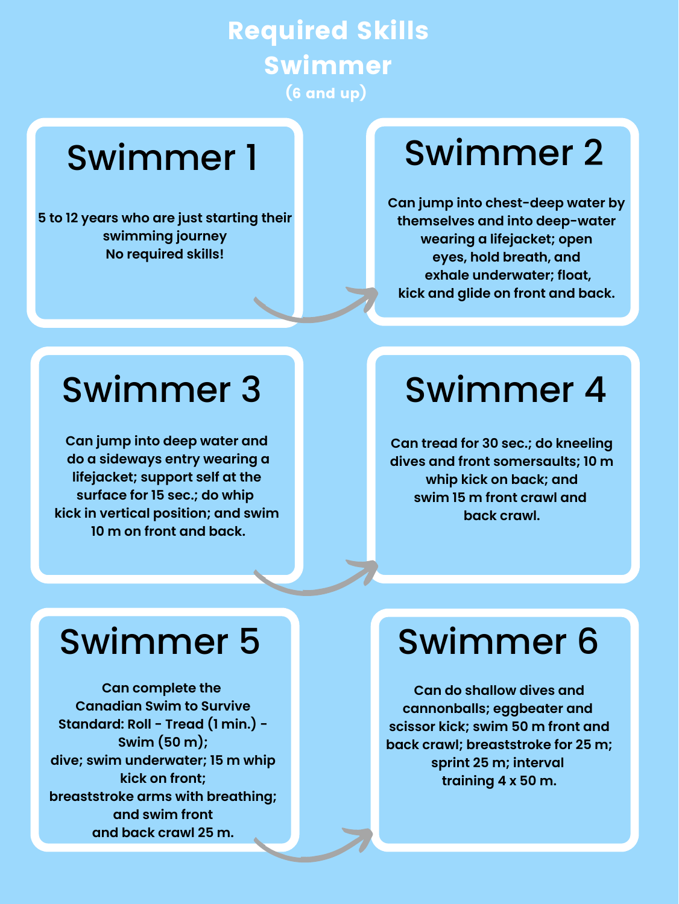# Required Skills Swimmer

(6 and up)

## Swimmer 1

5 to 12 years who are just starting their swimming journey
No required skills!

## Swimmer 2

Can jump into chest-deep water by themselves and into deep-water wearing a lifejacket; open eyes, hold breath, and exhale underwater; float, kick and glide on front and back.

## Swimmer 3

Can jump into deep water and do a sideways entry wearing a lifejacket; support self at the surface for 15 sec.; do whip kick in vertical position; and swim 10 m on front and back.

## Swimmer 4

Can tread for 30 sec.; do kneeling dives and front somersaults; 10 m whip kick on back; and swim 15 m front crawl and back crawl.

## Swimmer 5

Can complete the Canadian Swim to Survive Standard: Roll - Tread (1 min.) - Swim (50 m);
dive; swim underwater; 15 m whip kick on front;
breaststroke arms with breathing; and swim front and back crawl 25 m.

## Swimmer 6

Can do shallow dives and cannonballs; eggbeater and scissor kick; swim 50 m front and back crawl; breaststroke for 25 m; sprint 25 m; interval training 4 x 50 m.